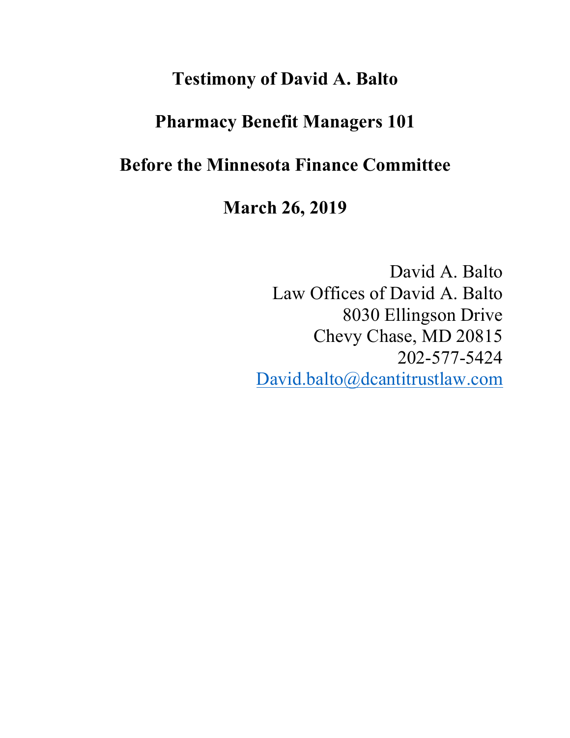# Testimony of David A. Balto

## Pharmacy Benefit Managers 101

## Before the Minnesota Finance Committee

## March 26, 2019

David A. Balto
Law Offices of David A. Balto
8030 Ellingson Drive
Chevy Chase, MD 20815
202-577-5424
David.balto@dcantitrustlaw.com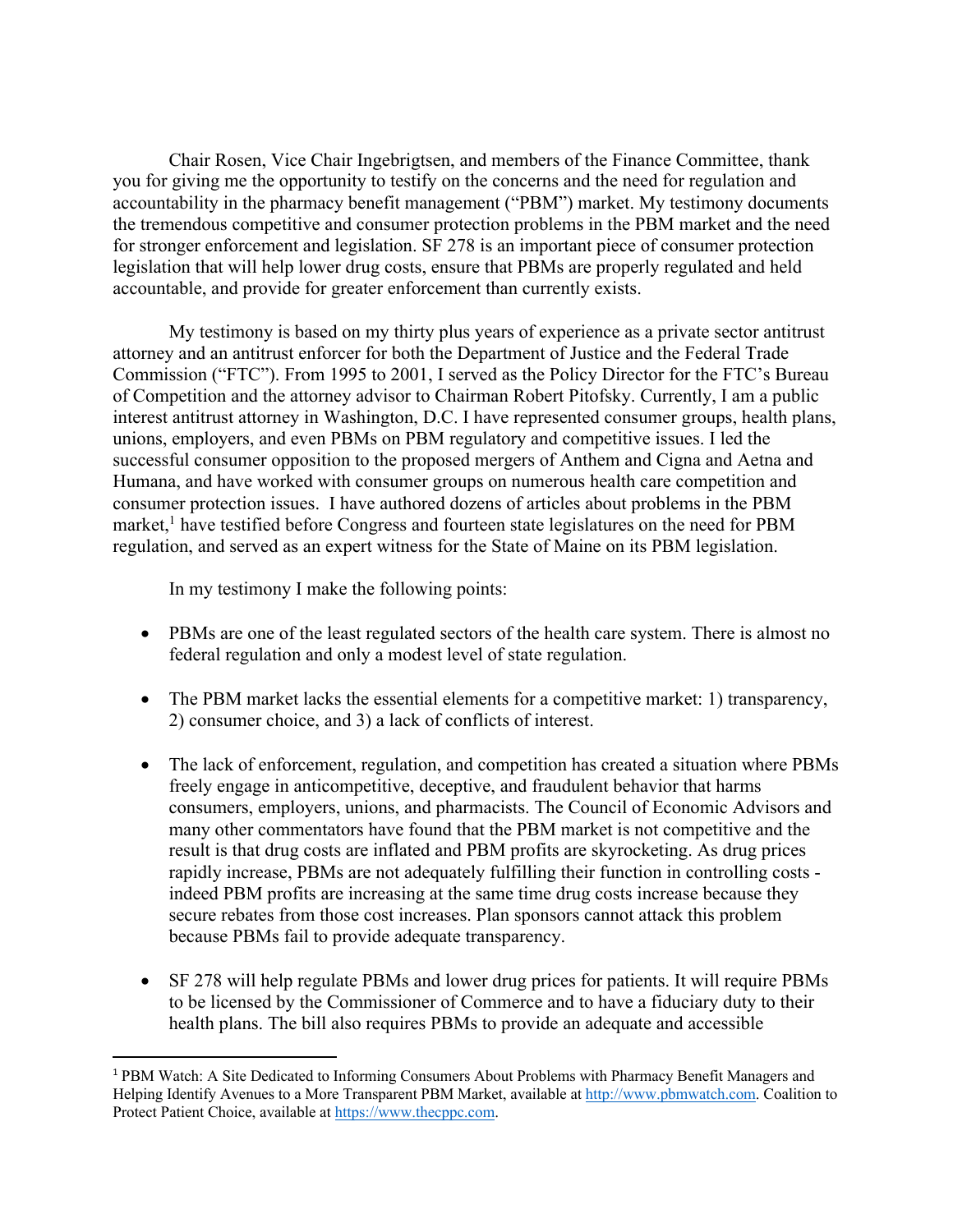Chair Rosen, Vice Chair Ingebrigtsen, and members of the Finance Committee, thank you for giving me the opportunity to testify on the concerns and the need for regulation and accountability in the pharmacy benefit management ("PBM") market. My testimony documents the tremendous competitive and consumer protection problems in the PBM market and the need for stronger enforcement and legislation. SF 278 is an important piece of consumer protection legislation that will help lower drug costs, ensure that PBMs are properly regulated and held accountable, and provide for greater enforcement than currently exists.

My testimony is based on my thirty plus years of experience as a private sector antitrust attorney and an antitrust enforcer for both the Department of Justice and the Federal Trade Commission ("FTC"). From 1995 to 2001, I served as the Policy Director for the FTC's Bureau of Competition and the attorney advisor to Chairman Robert Pitofsky. Currently, I am a public interest antitrust attorney in Washington, D.C. I have represented consumer groups, health plans, unions, employers, and even PBMs on PBM regulatory and competitive issues. I led the successful consumer opposition to the proposed mergers of Anthem and Cigna and Aetna and Humana, and have worked with consumer groups on numerous health care competition and consumer protection issues. I have authored dozens of articles about problems in the PBM market,[1] have testified before Congress and fourteen state legislatures on the need for PBM regulation, and served as an expert witness for the State of Maine on its PBM legislation.

In my testimony I make the following points:

- PBMs are one of the least regulated sectors of the health care system. There is almost no federal regulation and only a modest level of state regulation.
- The PBM market lacks the essential elements for a competitive market: 1) transparency, 2) consumer choice, and 3) a lack of conflicts of interest.
- The lack of enforcement, regulation, and competition has created a situation where PBMs freely engage in anticompetitive, deceptive, and fraudulent behavior that harms consumers, employers, unions, and pharmacists. The Council of Economic Advisors and many other commentators have found that the PBM market is not competitive and the result is that drug costs are inflated and PBM profits are skyrocketing. As drug prices rapidly increase, PBMs are not adequately fulfilling their function in controlling costs - indeed PBM profits are increasing at the same time drug costs increase because they secure rebates from those cost increases. Plan sponsors cannot attack this problem because PBMs fail to provide adequate transparency.
- SF 278 will help regulate PBMs and lower drug prices for patients. It will require PBMs to be licensed by the Commissioner of Commerce and to have a fiduciary duty to their health plans. The bill also requires PBMs to provide an adequate and accessible

---

[1] PBM Watch: A Site Dedicated to Informing Consumers About Problems with Pharmacy Benefit Managers and Helping Identify Avenues to a More Transparent PBM Market, available at http://www.pbmwatch.com. Coalition to Protect Patient Choice, available at https://www.thecppc.com.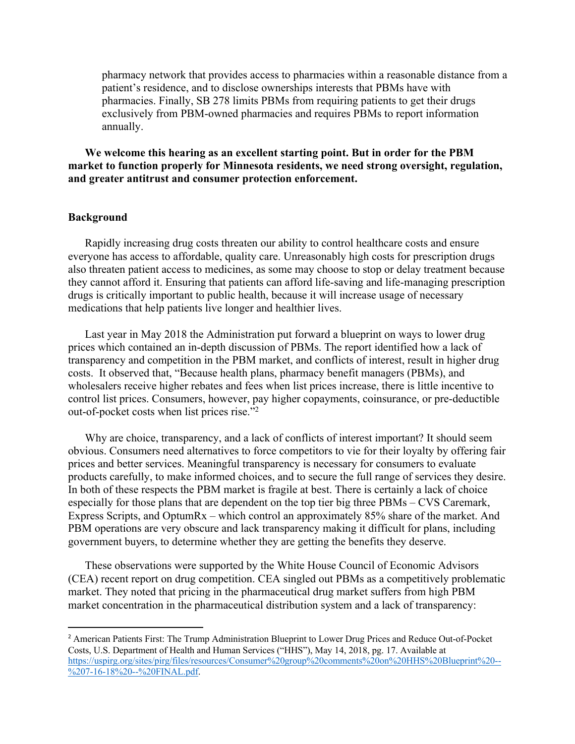pharmacy network that provides access to pharmacies within a reasonable distance from a patient's residence, and to disclose ownerships interests that PBMs have with pharmacies. Finally, SB 278 limits PBMs from requiring patients to get their drugs exclusively from PBM-owned pharmacies and requires PBMs to report information annually.

**We welcome this hearing as an excellent starting point. But in order for the PBM market to function properly for Minnesota residents, we need strong oversight, regulation, and greater antitrust and consumer protection enforcement.**

**Background**

Rapidly increasing drug costs threaten our ability to control healthcare costs and ensure everyone has access to affordable, quality care. Unreasonably high costs for prescription drugs also threaten patient access to medicines, as some may choose to stop or delay treatment because they cannot afford it. Ensuring that patients can afford life-saving and life-managing prescription drugs is critically important to public health, because it will increase usage of necessary medications that help patients live longer and healthier lives.

Last year in May 2018 the Administration put forward a blueprint on ways to lower drug prices which contained an in-depth discussion of PBMs. The report identified how a lack of transparency and competition in the PBM market, and conflicts of interest, result in higher drug costs. It observed that, "Because health plans, pharmacy benefit managers (PBMs), and wholesalers receive higher rebates and fees when list prices increase, there is little incentive to control list prices. Consumers, however, pay higher copayments, coinsurance, or pre-deductible out-of-pocket costs when list prices rise."[2]

Why are choice, transparency, and a lack of conflicts of interest important? It should seem obvious. Consumers need alternatives to force competitors to vie for their loyalty by offering fair prices and better services. Meaningful transparency is necessary for consumers to evaluate products carefully, to make informed choices, and to secure the full range of services they desire. In both of these respects the PBM market is fragile at best. There is certainly a lack of choice especially for those plans that are dependent on the top tier big three PBMs – CVS Caremark, Express Scripts, and OptumRx – which control an approximately 85% share of the market. And PBM operations are very obscure and lack transparency making it difficult for plans, including government buyers, to determine whether they are getting the benefits they deserve.

These observations were supported by the White House Council of Economic Advisors (CEA) recent report on drug competition. CEA singled out PBMs as a competitively problematic market. They noted that pricing in the pharmaceutical drug market suffers from high PBM market concentration in the pharmaceutical distribution system and a lack of transparency:

---

[2] American Patients First: The Trump Administration Blueprint to Lower Drug Prices and Reduce Out-of-Pocket Costs, U.S. Department of Health and Human Services ("HHS"), May 14, 2018, pg. 17. Available at https://uspirg.org/sites/pirg/files/resources/Consumer%20group%20comments%20on%20HHS%20Blueprint%20--%207-16-18%20--%20FINAL.pdf.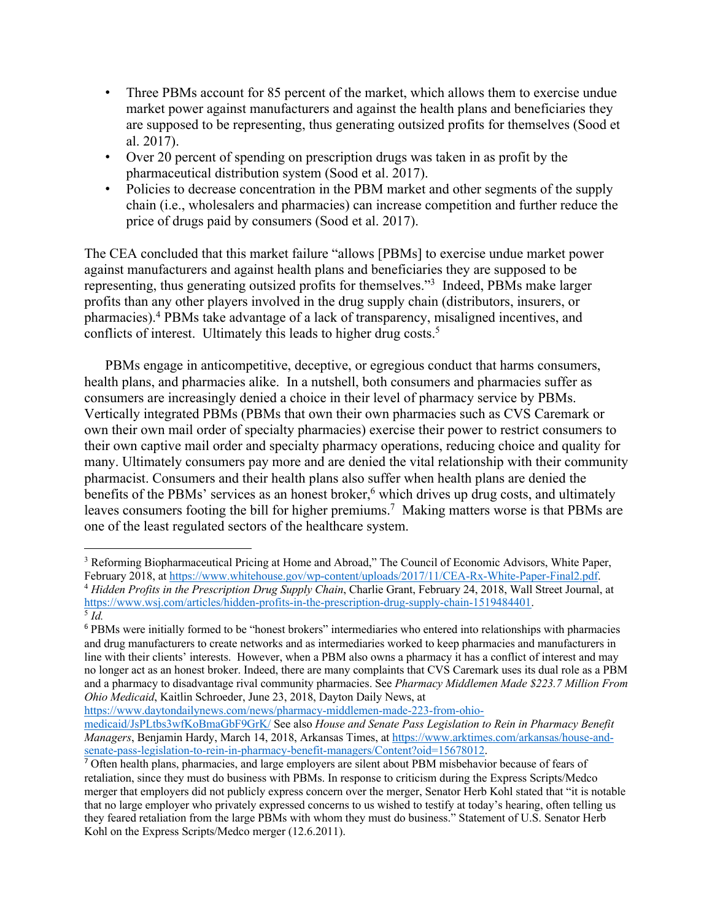- Three PBMs account for 85 percent of the market, which allows them to exercise undue market power against manufacturers and against the health plans and beneficiaries they are supposed to be representing, thus generating outsized profits for themselves (Sood et al. 2017).
- Over 20 percent of spending on prescription drugs was taken in as profit by the pharmaceutical distribution system (Sood et al. 2017).
- Policies to decrease concentration in the PBM market and other segments of the supply chain (i.e., wholesalers and pharmacies) can increase competition and further reduce the price of drugs paid by consumers (Sood et al. 2017).

The CEA concluded that this market failure "allows [PBMs] to exercise undue market power against manufacturers and against health plans and beneficiaries they are supposed to be representing, thus generating outsized profits for themselves."[3] Indeed, PBMs make larger profits than any other players involved in the drug supply chain (distributors, insurers, or pharmacies).[4] PBMs take advantage of a lack of transparency, misaligned incentives, and conflicts of interest. Ultimately this leads to higher drug costs.[5]

PBMs engage in anticompetitive, deceptive, or egregious conduct that harms consumers, health plans, and pharmacies alike. In a nutshell, both consumers and pharmacies suffer as consumers are increasingly denied a choice in their level of pharmacy service by PBMs. Vertically integrated PBMs (PBMs that own their own pharmacies such as CVS Caremark or own their own mail order of specialty pharmacies) exercise their power to restrict consumers to their own captive mail order and specialty pharmacy operations, reducing choice and quality for many. Ultimately consumers pay more and are denied the vital relationship with their community pharmacist. Consumers and their health plans also suffer when health plans are denied the benefits of the PBMs' services as an honest broker,[6] which drives up drug costs, and ultimately leaves consumers footing the bill for higher premiums.[7] Making matters worse is that PBMs are one of the least regulated sectors of the healthcare system.

---

[3] Reforming Biopharmaceutical Pricing at Home and Abroad," The Council of Economic Advisors, White Paper, February 2018, at https://www.whitehouse.gov/wp-content/uploads/2017/11/CEA-Rx-White-Paper-Final2.pdf.

[4] *Hidden Profits in the Prescription Drug Supply Chain*, Charlie Grant, February 24, 2018, Wall Street Journal, at https://www.wsj.com/articles/hidden-profits-in-the-prescription-drug-supply-chain-1519484401.

[5] *Id.*

[6] PBMs were initially formed to be "honest brokers" intermediaries who entered into relationships with pharmacies and drug manufacturers to create networks and as intermediaries worked to keep pharmacies and manufacturers in line with their clients' interests. However, when a PBM also owns a pharmacy it has a conflict of interest and may no longer act as an honest broker. Indeed, there are many complaints that CVS Caremark uses its dual role as a PBM and a pharmacy to disadvantage rival community pharmacies. See *Pharmacy Middlemen Made $223.7 Million From Ohio Medicaid*, Kaitlin Schroeder, June 23, 2018, Dayton Daily News, at https://www.daytondailynews.com/news/pharmacy-middlemen-made-223-from-ohio-medicaid/JsPLtbs3wfKoBmaGbF9GrK/ See also *House and Senate Pass Legislation to Rein in Pharmacy Benefit Managers*, Benjamin Hardy, March 14, 2018, Arkansas Times, at https://www.arktimes.com/arkansas/house-and-senate-pass-legislation-to-rein-in-pharmacy-benefit-managers/Content?oid=15678012.

[7] Often health plans, pharmacies, and large employers are silent about PBM misbehavior because of fears of retaliation, since they must do business with PBMs. In response to criticism during the Express Scripts/Medco merger that employers did not publicly express concern over the merger, Senator Herb Kohl stated that "it is notable that no large employer who privately expressed concerns to us wished to testify at today's hearing, often telling us they feared retaliation from the large PBMs with whom they must do business." Statement of U.S. Senator Herb Kohl on the Express Scripts/Medco merger (12.6.2011).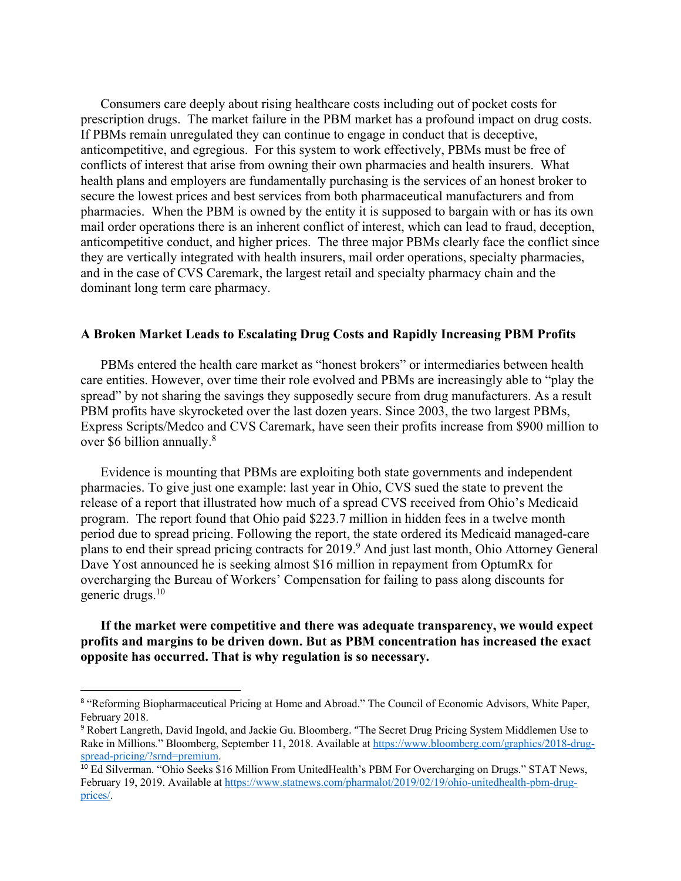Consumers care deeply about rising healthcare costs including out of pocket costs for prescription drugs. The market failure in the PBM market has a profound impact on drug costs. If PBMs remain unregulated they can continue to engage in conduct that is deceptive, anticompetitive, and egregious. For this system to work effectively, PBMs must be free of conflicts of interest that arise from owning their own pharmacies and health insurers. What health plans and employers are fundamentally purchasing is the services of an honest broker to secure the lowest prices and best services from both pharmaceutical manufacturers and from pharmacies. When the PBM is owned by the entity it is supposed to bargain with or has its own mail order operations there is an inherent conflict of interest, which can lead to fraud, deception, anticompetitive conduct, and higher prices. The three major PBMs clearly face the conflict since they are vertically integrated with health insurers, mail order operations, specialty pharmacies, and in the case of CVS Caremark, the largest retail and specialty pharmacy chain and the dominant long term care pharmacy.

**A Broken Market Leads to Escalating Drug Costs and Rapidly Increasing PBM Profits**

PBMs entered the health care market as "honest brokers" or intermediaries between health care entities. However, over time their role evolved and PBMs are increasingly able to "play the spread" by not sharing the savings they supposedly secure from drug manufacturers. As a result PBM profits have skyrocketed over the last dozen years. Since 2003, the two largest PBMs, Express Scripts/Medco and CVS Caremark, have seen their profits increase from $900 million to over $6 billion annually.[8]

Evidence is mounting that PBMs are exploiting both state governments and independent pharmacies. To give just one example: last year in Ohio, CVS sued the state to prevent the release of a report that illustrated how much of a spread CVS received from Ohio's Medicaid program. The report found that Ohio paid $223.7 million in hidden fees in a twelve month period due to spread pricing. Following the report, the state ordered its Medicaid managed-care plans to end their spread pricing contracts for 2019.[9] And just last month, Ohio Attorney General Dave Yost announced he is seeking almost $16 million in repayment from OptumRx for overcharging the Bureau of Workers' Compensation for failing to pass along discounts for generic drugs.[10]

**If the market were competitive and there was adequate transparency, we would expect profits and margins to be driven down. But as PBM concentration has increased the exact opposite has occurred. That is why regulation is so necessary.**

---

[8] "Reforming Biopharmaceutical Pricing at Home and Abroad." The Council of Economic Advisors, White Paper, February 2018.

[9] Robert Langreth, David Ingold, and Jackie Gu. Bloomberg. "The Secret Drug Pricing System Middlemen Use to Rake in Millions." Bloomberg, September 11, 2018. Available at https://www.bloomberg.com/graphics/2018-drug-spread-pricing/?srnd=premium.

[10] Ed Silverman. "Ohio Seeks $16 Million From UnitedHealth's PBM For Overcharging on Drugs." STAT News, February 19, 2019. Available at https://www.statnews.com/pharmalot/2019/02/19/ohio-unitedhealth-pbm-drug-prices/.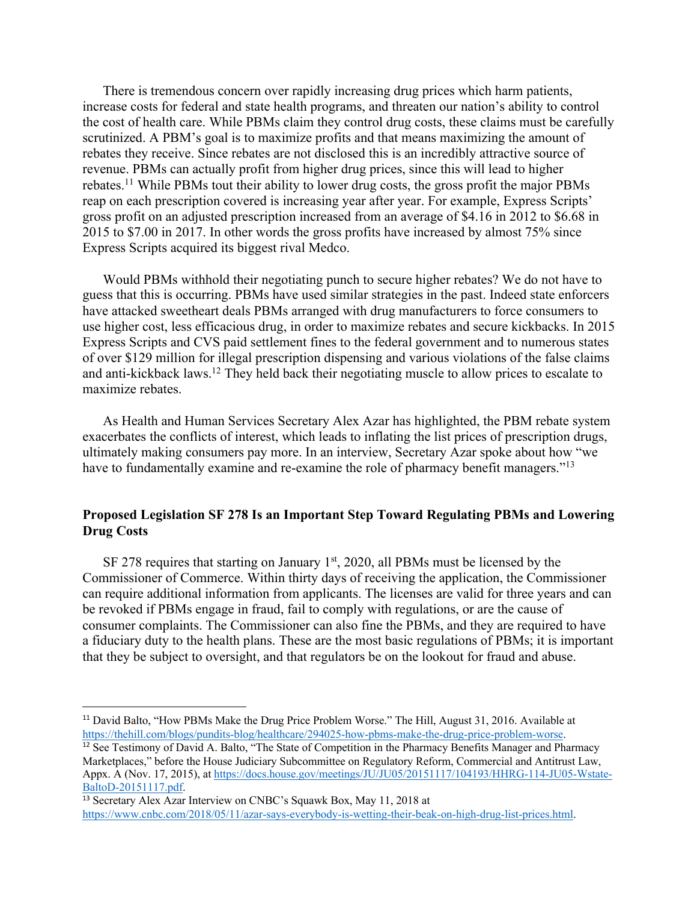There is tremendous concern over rapidly increasing drug prices which harm patients, increase costs for federal and state health programs, and threaten our nation's ability to control the cost of health care. While PBMs claim they control drug costs, these claims must be carefully scrutinized. A PBM's goal is to maximize profits and that means maximizing the amount of rebates they receive. Since rebates are not disclosed this is an incredibly attractive source of revenue. PBMs can actually profit from higher drug prices, since this will lead to higher rebates.[11] While PBMs tout their ability to lower drug costs, the gross profit the major PBMs reap on each prescription covered is increasing year after year. For example, Express Scripts' gross profit on an adjusted prescription increased from an average of $4.16 in 2012 to $6.68 in 2015 to $7.00 in 2017. In other words the gross profits have increased by almost 75% since Express Scripts acquired its biggest rival Medco.

Would PBMs withhold their negotiating punch to secure higher rebates? We do not have to guess that this is occurring. PBMs have used similar strategies in the past. Indeed state enforcers have attacked sweetheart deals PBMs arranged with drug manufacturers to force consumers to use higher cost, less efficacious drug, in order to maximize rebates and secure kickbacks. In 2015 Express Scripts and CVS paid settlement fines to the federal government and to numerous states of over $129 million for illegal prescription dispensing and various violations of the false claims and anti-kickback laws.[12] They held back their negotiating muscle to allow prices to escalate to maximize rebates.

As Health and Human Services Secretary Alex Azar has highlighted, the PBM rebate system exacerbates the conflicts of interest, which leads to inflating the list prices of prescription drugs, ultimately making consumers pay more. In an interview, Secretary Azar spoke about how "we have to fundamentally examine and re-examine the role of pharmacy benefit managers."[13]

## Proposed Legislation SF 278 Is an Important Step Toward Regulating PBMs and Lowering Drug Costs

SF 278 requires that starting on January 1st, 2020, all PBMs must be licensed by the Commissioner of Commerce. Within thirty days of receiving the application, the Commissioner can require additional information from applicants. The licenses are valid for three years and can be revoked if PBMs engage in fraud, fail to comply with regulations, or are the cause of consumer complaints. The Commissioner can also fine the PBMs, and they are required to have a fiduciary duty to the health plans. These are the most basic regulations of PBMs; it is important that they be subject to oversight, and that regulators be on the lookout for fraud and abuse.

---

[11] David Balto, "How PBMs Make the Drug Price Problem Worse." The Hill, August 31, 2016. Available at https://thehill.com/blogs/pundits-blog/healthcare/294025-how-pbms-make-the-drug-price-problem-worse.

[12] See Testimony of David A. Balto, "The State of Competition in the Pharmacy Benefits Manager and Pharmacy Marketplaces," before the House Judiciary Subcommittee on Regulatory Reform, Commercial and Antitrust Law, Appx. A (Nov. 17, 2015), at https://docs.house.gov/meetings/JU/JU05/20151117/104193/HHRG-114-JU05-Wstate-BaltoD-20151117.pdf.

[13] Secretary Alex Azar Interview on CNBC's Squawk Box, May 11, 2018 at https://www.cnbc.com/2018/05/11/azar-says-everybody-is-wetting-their-beak-on-high-drug-list-prices.html.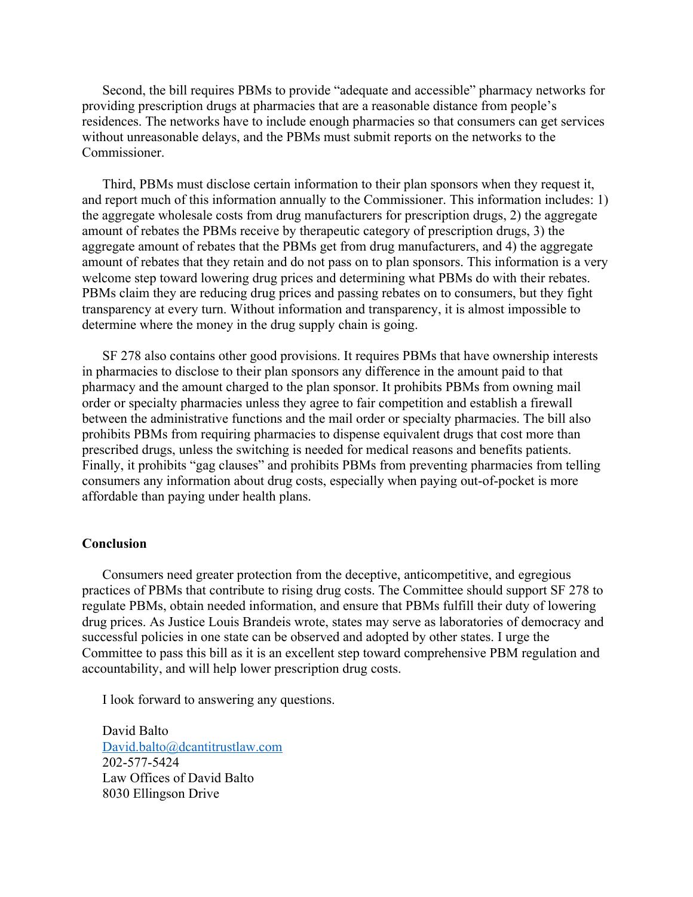Second, the bill requires PBMs to provide "adequate and accessible" pharmacy networks for providing prescription drugs at pharmacies that are a reasonable distance from people's residences. The networks have to include enough pharmacies so that consumers can get services without unreasonable delays, and the PBMs must submit reports on the networks to the Commissioner.

Third, PBMs must disclose certain information to their plan sponsors when they request it, and report much of this information annually to the Commissioner. This information includes: 1) the aggregate wholesale costs from drug manufacturers for prescription drugs, 2) the aggregate amount of rebates the PBMs receive by therapeutic category of prescription drugs, 3) the aggregate amount of rebates that the PBMs get from drug manufacturers, and 4) the aggregate amount of rebates that they retain and do not pass on to plan sponsors. This information is a very welcome step toward lowering drug prices and determining what PBMs do with their rebates. PBMs claim they are reducing drug prices and passing rebates on to consumers, but they fight transparency at every turn. Without information and transparency, it is almost impossible to determine where the money in the drug supply chain is going.

SF 278 also contains other good provisions. It requires PBMs that have ownership interests in pharmacies to disclose to their plan sponsors any difference in the amount paid to that pharmacy and the amount charged to the plan sponsor. It prohibits PBMs from owning mail order or specialty pharmacies unless they agree to fair competition and establish a firewall between the administrative functions and the mail order or specialty pharmacies. The bill also prohibits PBMs from requiring pharmacies to dispense equivalent drugs that cost more than prescribed drugs, unless the switching is needed for medical reasons and benefits patients. Finally, it prohibits "gag clauses" and prohibits PBMs from preventing pharmacies from telling consumers any information about drug costs, especially when paying out-of-pocket is more affordable than paying under health plans.

## Conclusion

Consumers need greater protection from the deceptive, anticompetitive, and egregious practices of PBMs that contribute to rising drug costs. The Committee should support SF 278 to regulate PBMs, obtain needed information, and ensure that PBMs fulfill their duty of lowering drug prices. As Justice Louis Brandeis wrote, states may serve as laboratories of democracy and successful policies in one state can be observed and adopted by other states. I urge the Committee to pass this bill as it is an excellent step toward comprehensive PBM regulation and accountability, and will help lower prescription drug costs.

I look forward to answering any questions.

David Balto
David.balto@dcantitrustlaw.com
202-577-5424
Law Offices of David Balto
8030 Ellingson Drive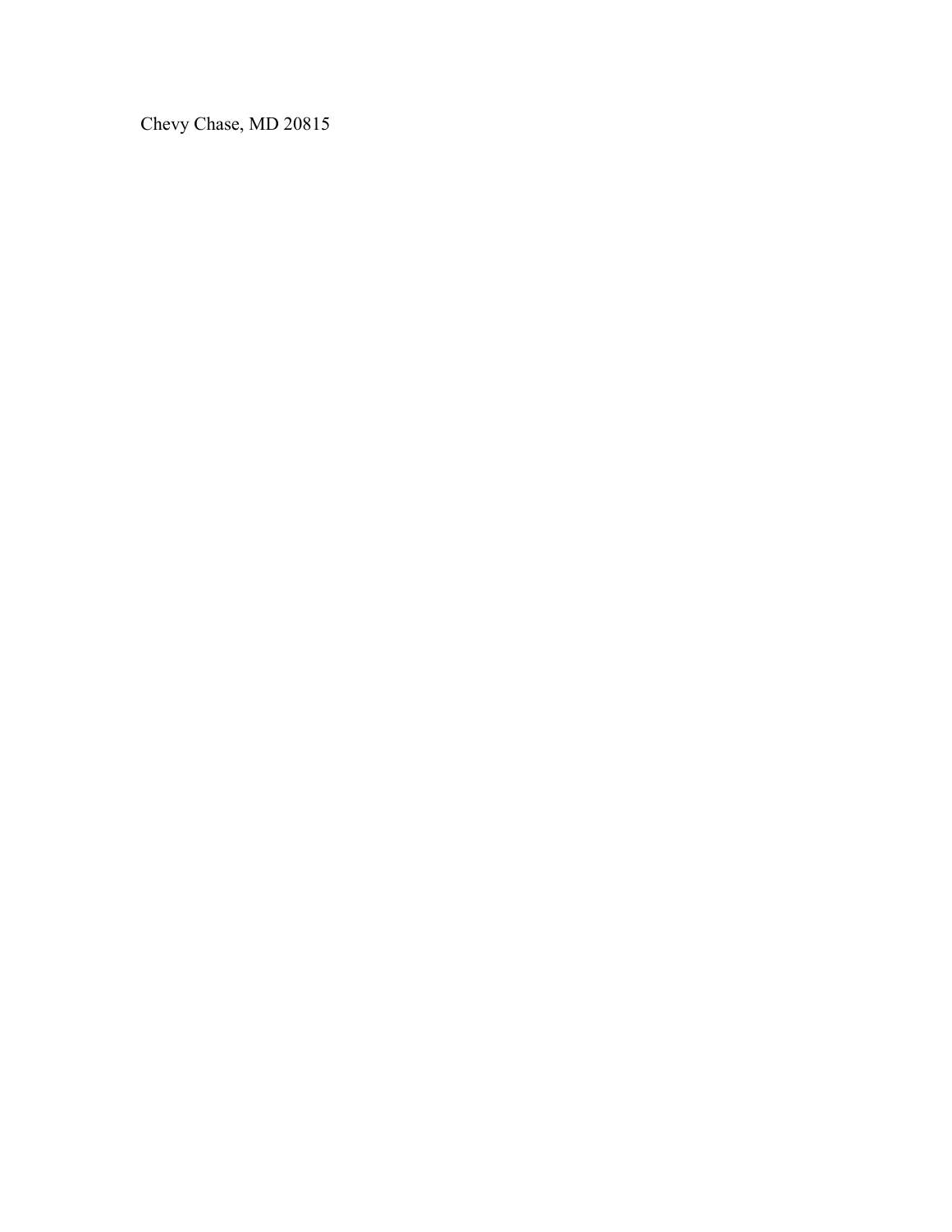Chevy Chase, MD 20815